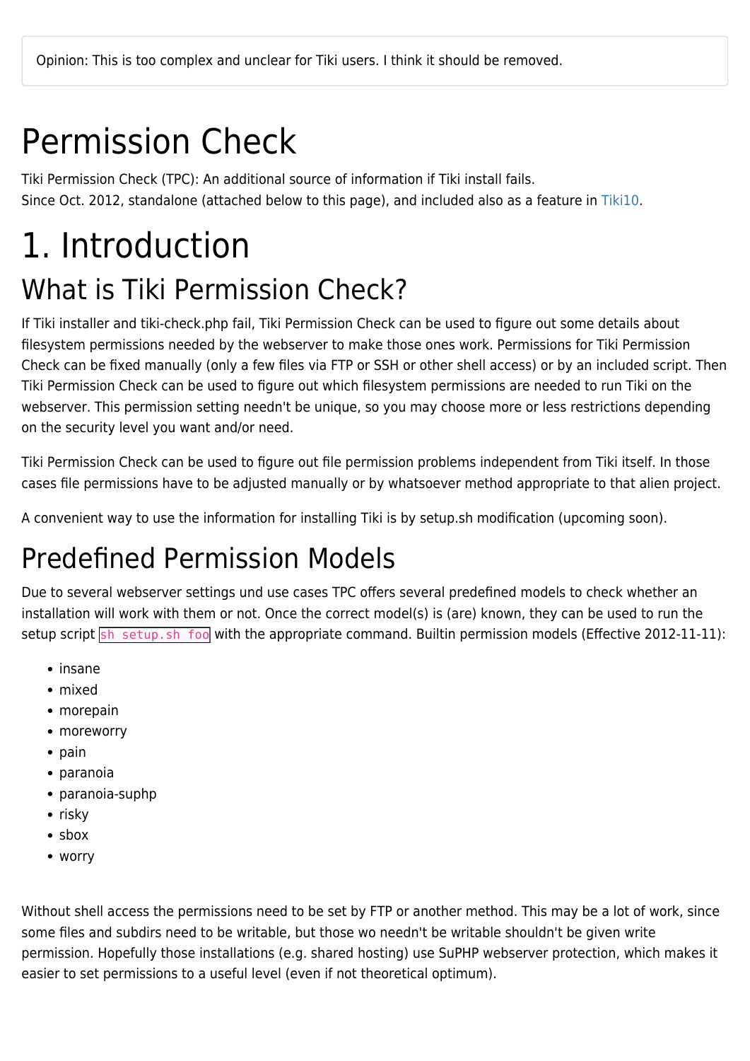> Opinion: This is too complex and unclear for Tiki users. I think it should be removed.

# Permission Check

Tiki Permission Check (TPC): An additional source of information if Tiki install fails.
Since Oct. 2012, standalone (attached below to this page), and included also as a feature in Tiki10.

# 1. Introduction

## What is Tiki Permission Check?

If Tiki installer and tiki-check.php fail, Tiki Permission Check can be used to figure out some details about filesystem permissions needed by the webserver to make those ones work. Permissions for Tiki Permission Check can be fixed manually (only a few files via FTP or SSH or other shell access) or by an included script. Then Tiki Permission Check can be used to figure out which filesystem permissions are needed to run Tiki on the webserver. This permission setting needn't be unique, so you may choose more or less restrictions depending on the security level you want and/or need.

Tiki Permission Check can be used to figure out file permission problems independent from Tiki itself. In those cases file permissions have to be adjusted manually or by whatsoever method appropriate to that alien project.

A convenient way to use the information for installing Tiki is by setup.sh modification (upcoming soon).

## Predefined Permission Models

Due to several webserver settings und use cases TPC offers several predefined models to check whether an installation will work with them or not. Once the correct model(s) is (are) known, they can be used to run the setup script `sh setup.sh foo` with the appropriate command. Builtin permission models (Effective 2012-11-11):

- insane
- mixed
- morepain
- moreworry
- pain
- paranoia
- paranoia-suphp
- risky
- sbox
- worry

Without shell access the permissions need to be set by FTP or another method. This may be a lot of work, since some files and subdirs need to be writable, but those wo needn't be writable shouldn't be given write permission. Hopefully those installations (e.g. shared hosting) use SuPHP webserver protection, which makes it easier to set permissions to a useful level (even if not theoretical optimum).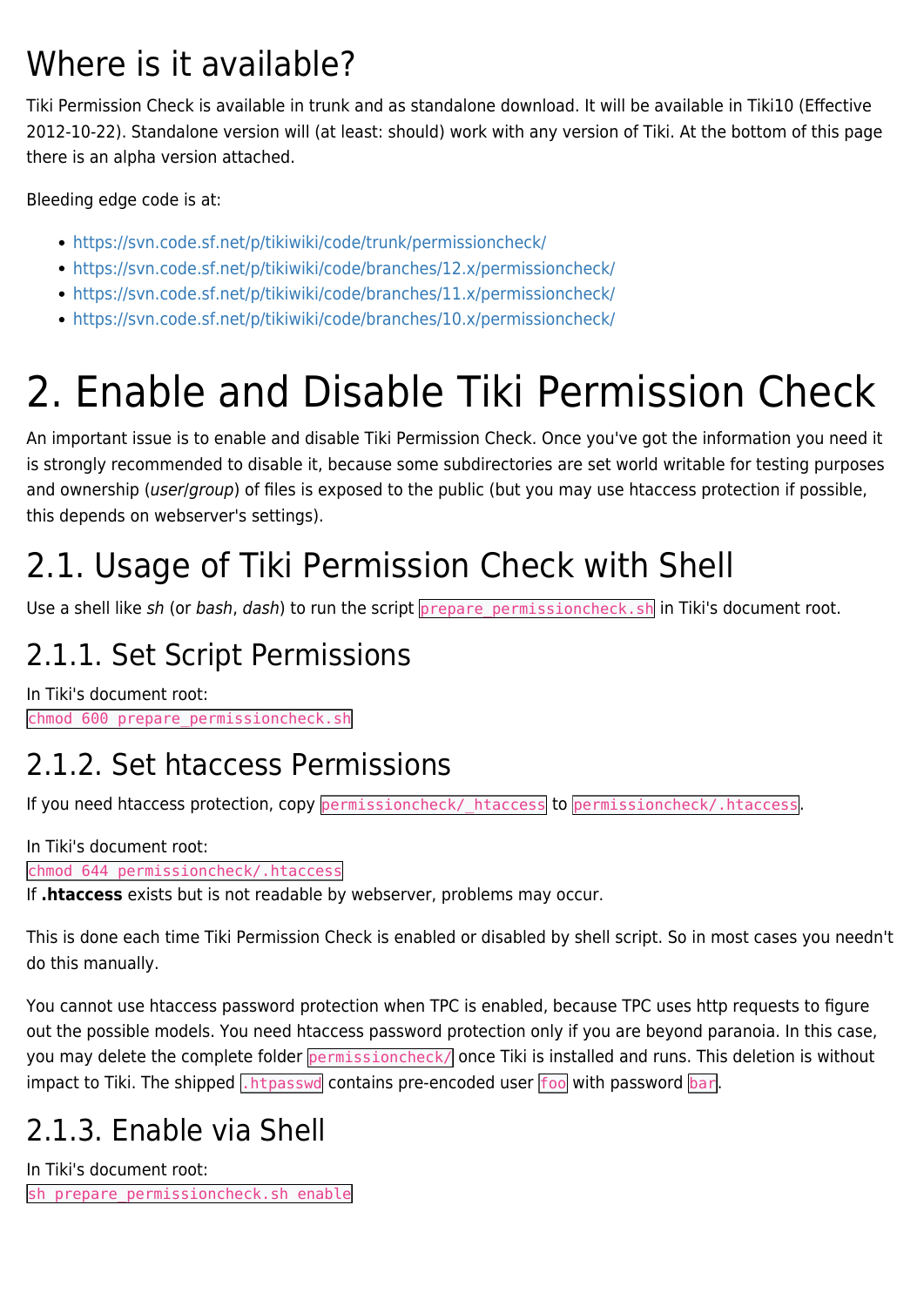## Where is it available?

Tiki Permission Check is available in trunk and as standalone download. It will be available in Tiki10 (Effective 2012-10-22). Standalone version will (at least: should) work with any version of Tiki. At the bottom of this page there is an alpha version attached.

Bleeding edge code is at:

- https://svn.code.sf.net/p/tikiwiki/code/trunk/permissioncheck/
- https://svn.code.sf.net/p/tikiwiki/code/branches/12.x/permissioncheck/
- https://svn.code.sf.net/p/tikiwiki/code/branches/11.x/permissioncheck/
- https://svn.code.sf.net/p/tikiwiki/code/branches/10.x/permissioncheck/

# 2. Enable and Disable Tiki Permission Check

An important issue is to enable and disable Tiki Permission Check. Once you've got the information you need it is strongly recommended to disable it, because some subdirectories are set world writable for testing purposes and ownership (*user*/*group*) of files is exposed to the public (but you may use htaccess protection if possible, this depends on webserver's settings).

## 2.1. Usage of Tiki Permission Check with Shell

Use a shell like *sh* (or *bash*, *dash*) to run the script `prepare_permissioncheck.sh` in Tiki's document root.

### 2.1.1. Set Script Permissions

In Tiki's document root:
`chmod 600 prepare_permissioncheck.sh`

### 2.1.2. Set htaccess Permissions

If you need htaccess protection, copy `permissioncheck/_htaccess` to `permissioncheck/.htaccess`.

In Tiki's document root:
`chmod 644 permissioncheck/.htaccess`
If **.htaccess** exists but is not readable by webserver, problems may occur.

This is done each time Tiki Permission Check is enabled or disabled by shell script. So in most cases you needn't do this manually.

You cannot use htaccess password protection when TPC is enabled, because TPC uses http requests to figure out the possible models. You need htaccess password protection only if you are beyond paranoia. In this case, you may delete the complete folder `permissioncheck/` once Tiki is installed and runs. This deletion is without impact to Tiki. The shipped `.htpasswd` contains pre-encoded user `foo` with password `bar`.

### 2.1.3. Enable via Shell

In Tiki's document root:
`sh prepare_permissioncheck.sh enable`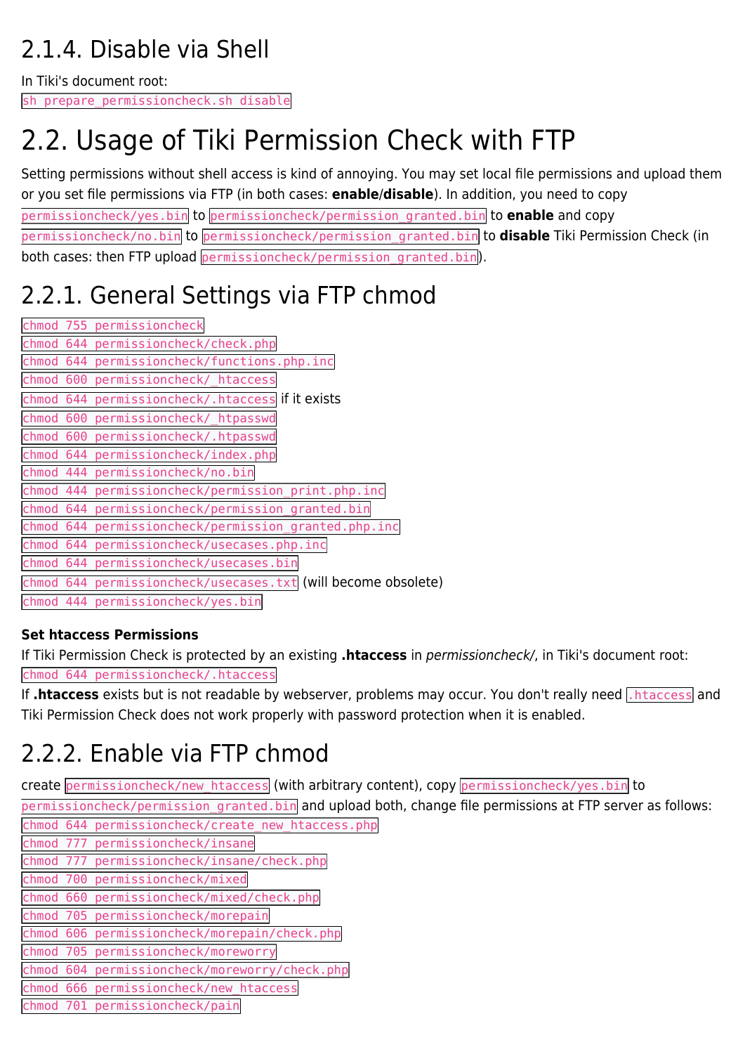### 2.1.4. Disable via Shell

In Tiki's document root:
`sh prepare_permissioncheck.sh disable`

## 2.2. Usage of Tiki Permission Check with FTP

Setting permissions without shell access is kind of annoying. You may set local file permissions and upload them or you set file permissions via FTP (in both cases: **enable**/**disable**). In addition, you need to copy `permissioncheck/yes.bin` to `permissioncheck/permission_granted.bin` to **enable** and copy `permissioncheck/no.bin` to `permissioncheck/permission_granted.bin` to **disable** Tiki Permission Check (in both cases: then FTP upload `permissioncheck/permission_granted.bin`).

### 2.2.1. General Settings via FTP chmod

`chmod 755 permissioncheck`
`chmod 644 permissioncheck/check.php`
`chmod 644 permissioncheck/functions.php.inc`
`chmod 600 permissioncheck/_htaccess`
`chmod 644 permissioncheck/.htaccess` if it exists
`chmod 600 permissioncheck/_htpasswd`
`chmod 600 permissioncheck/.htpasswd`
`chmod 644 permissioncheck/index.php`
`chmod 444 permissioncheck/no.bin`
`chmod 444 permissioncheck/permission_print.php.inc`
`chmod 644 permissioncheck/permission_granted.bin`
`chmod 644 permissioncheck/permission_granted.php.inc`
`chmod 644 permissioncheck/usecases.php.inc`
`chmod 644 permissioncheck/usecases.bin`
`chmod 644 permissioncheck/usecases.txt` (will become obsolete)
`chmod 444 permissioncheck/yes.bin`

**Set htaccess Permissions**

If Tiki Permission Check is protected by an existing **.htaccess** in *permissioncheck/*, in Tiki's document root:
`chmod 644 permissioncheck/.htaccess`
If **.htaccess** exists but is not readable by webserver, problems may occur. You don't really need `.htaccess` and Tiki Permission Check does not work properly with password protection when it is enabled.

### 2.2.2. Enable via FTP chmod

create `permissioncheck/new_htaccess` (with arbitrary content), copy `permissioncheck/yes.bin` to `permissioncheck/permission_granted.bin` and upload both, change file permissions at FTP server as follows:
`chmod 644 permissioncheck/create_new_htaccess.php`
`chmod 777 permissioncheck/insane`
`chmod 777 permissioncheck/insane/check.php`
`chmod 700 permissioncheck/mixed`
`chmod 660 permissioncheck/mixed/check.php`
`chmod 705 permissioncheck/morepain`
`chmod 606 permissioncheck/morepain/check.php`
`chmod 705 permissioncheck/moreworry`
`chmod 604 permissioncheck/moreworry/check.php`
`chmod 666 permissioncheck/new_htaccess`
`chmod 701 permissioncheck/pain`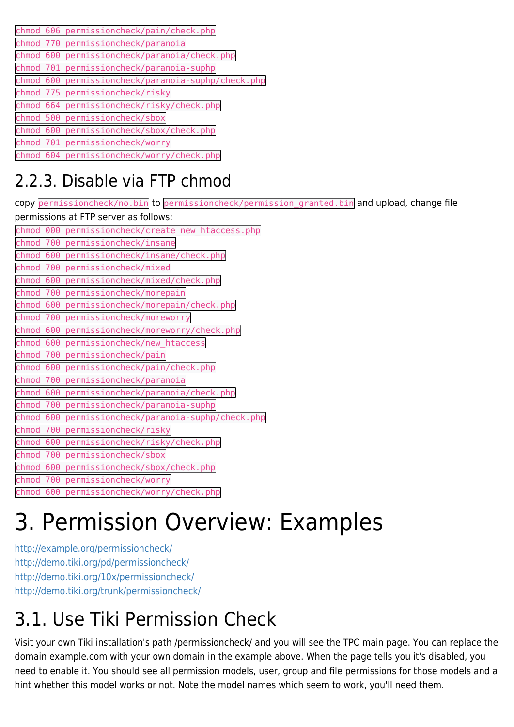`chmod 606 permissioncheck/pain/check.php`
`chmod 770 permissioncheck/paranoia`
`chmod 600 permissioncheck/paranoia/check.php`
`chmod 701 permissioncheck/paranoia-suphp`
`chmod 600 permissioncheck/paranoia-suphp/check.php`
`chmod 775 permissioncheck/risky`
`chmod 664 permissioncheck/risky/check.php`
`chmod 500 permissioncheck/sbox`
`chmod 600 permissioncheck/sbox/check.php`
`chmod 701 permissioncheck/worry`
`chmod 604 permissioncheck/worry/check.php`

## 2.2.3. Disable via FTP chmod

copy `permissioncheck/no.bin` to `permissioncheck/permission_granted.bin` and upload, change file permissions at FTP server as follows:

`chmod 000 permissioncheck/create_new_htaccess.php`
`chmod 700 permissioncheck/insane`
`chmod 600 permissioncheck/insane/check.php`
`chmod 700 permissioncheck/mixed`
`chmod 600 permissioncheck/mixed/check.php`
`chmod 700 permissioncheck/morepain`
`chmod 600 permissioncheck/morepain/check.php`
`chmod 700 permissioncheck/moreworry`
`chmod 600 permissioncheck/moreworry/check.php`
`chmod 600 permissioncheck/new_htaccess`
`chmod 700 permissioncheck/pain`
`chmod 600 permissioncheck/pain/check.php`
`chmod 700 permissioncheck/paranoia`
`chmod 600 permissioncheck/paranoia/check.php`
`chmod 700 permissioncheck/paranoia-suphp`
`chmod 600 permissioncheck/paranoia-suphp/check.php`
`chmod 700 permissioncheck/risky`
`chmod 600 permissioncheck/risky/check.php`
`chmod 700 permissioncheck/sbox`
`chmod 600 permissioncheck/sbox/check.php`
`chmod 700 permissioncheck/worry`
`chmod 600 permissioncheck/worry/check.php`

# 3. Permission Overview: Examples

http://example.org/permissioncheck/
http://demo.tiki.org/pd/permissioncheck/
http://demo.tiki.org/10x/permissioncheck/
http://demo.tiki.org/trunk/permissioncheck/

## 3.1. Use Tiki Permission Check

Visit your own Tiki installation's path /permissioncheck/ and you will see the TPC main page. You can replace the domain example.com with your own domain in the example above. When the page tells you it's disabled, you need to enable it. You should see all permission models, user, group and file permissions for those models and a hint whether this model works or not. Note the model names which seem to work, you'll need them.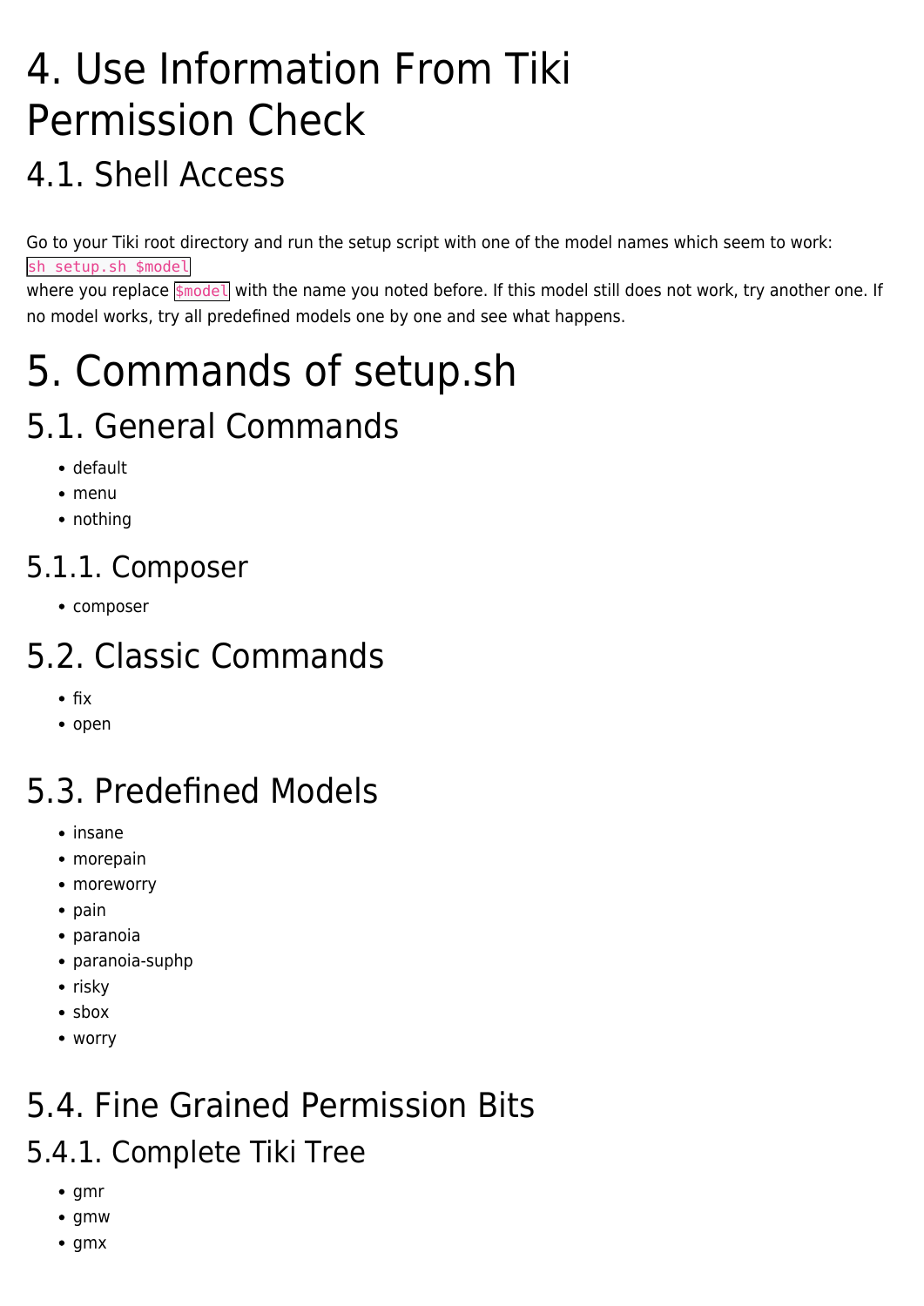# 4. Use Information From Tiki Permission Check

## 4.1. Shell Access

Go to your Tiki root directory and run the setup script with one of the model names which seem to work:
`sh setup.sh $model`
where you replace `$model` with the name you noted before. If this model still does not work, try another one. If no model works, try all predefined models one by one and see what happens.

# 5. Commands of setup.sh

## 5.1. General Commands

- default
- menu
- nothing

### 5.1.1. Composer

- composer

## 5.2. Classic Commands

- fix
- open

## 5.3. Predefined Models

- insane
- morepain
- moreworry
- pain
- paranoia
- paranoia-suphp
- risky
- sbox
- worry

## 5.4. Fine Grained Permission Bits

### 5.4.1. Complete Tiki Tree

- gmr
- gmw
- gmx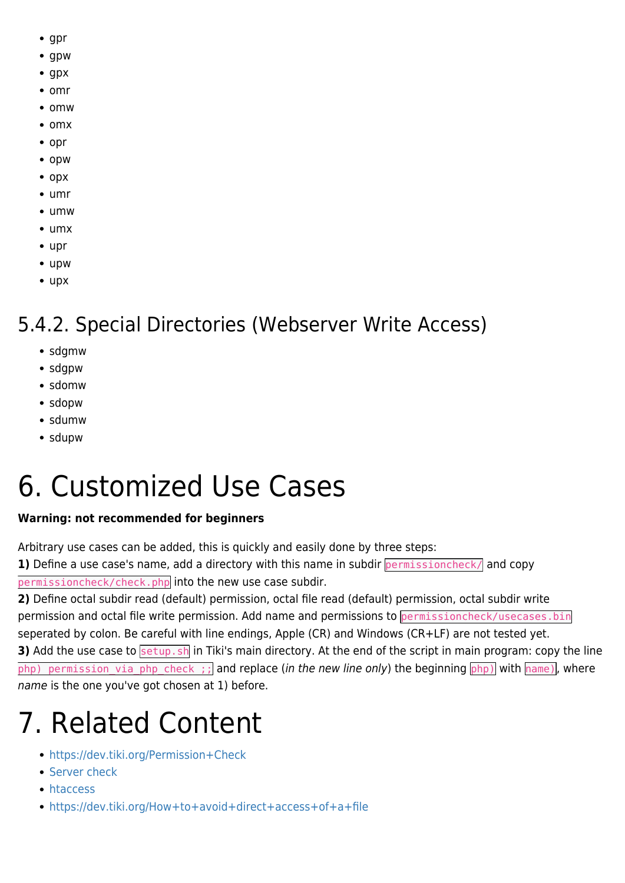- gpr
- gpw
- gpx
- omr
- omw
- omx
- opr
- opw
- opx
- umr
- umw
- umx
- upr
- upw
- upx

## 5.4.2. Special Directories (Webserver Write Access)

- sdgmw
- sdgpw
- sdomw
- sdopw
- sdumw
- sdupw

# 6. Customized Use Cases

**Warning: not recommended for beginners**

Arbitrary use cases can be added, this is quickly and easily done by three steps:
**1)** Define a use case's name, add a directory with this name in subdir `permissioncheck/` and copy `permissioncheck/check.php` into the new use case subdir.
**2)** Define octal subdir read (default) permission, octal file read (default) permission, octal subdir write permission and octal file write permission. Add name and permissions to `permissioncheck/usecases.bin` seperated by colon. Be careful with line endings, Apple (CR) and Windows (CR+LF) are not tested yet.
**3)** Add the use case to `setup.sh` in Tiki's main directory. At the end of the script in main program: copy the line `php) permission_via_php_check ;;` and replace (*in the new line only*) the beginning `php)` with `name)`, where *name* is the one you've got chosen at 1) before.

# 7. Related Content

- https://dev.tiki.org/Permission+Check
- Server check
- htaccess
- https://dev.tiki.org/How+to+avoid+direct+access+of+a+file